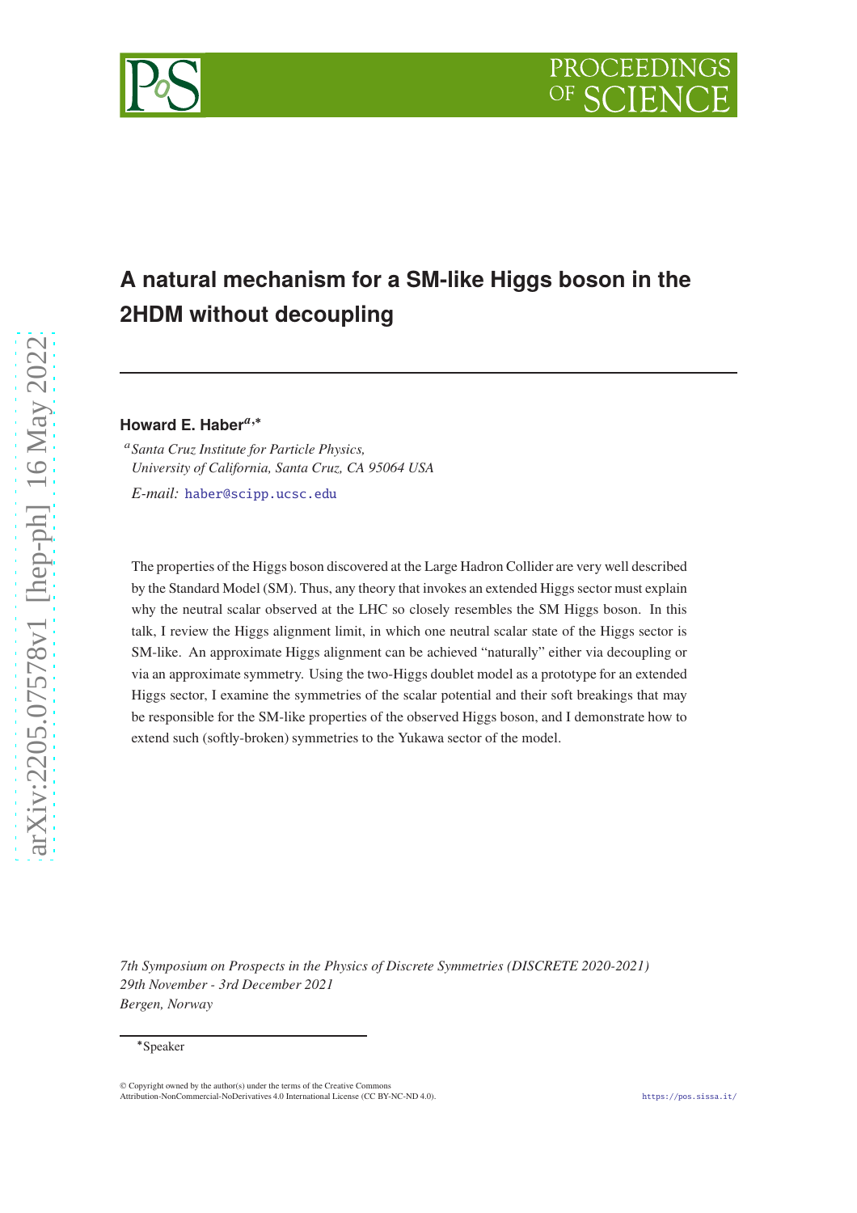# A natural mechanism for a SM-like Higgs boson in the 2HDM without decoupling

**Howard E. Haber**[a,*]

[a] *Santa Cruz Institute for Particle Physics, University of California, Santa Cruz, CA 95064 USA*

*E-mail:* haber@scipp.ucsc.edu

The properties of the Higgs boson discovered at the Large Hadron Collider are very well described by the Standard Model (SM). Thus, any theory that invokes an extended Higgs sector must explain why the neutral scalar observed at the LHC so closely resembles the SM Higgs boson. In this talk, I review the Higgs alignment limit, in which one neutral scalar state of the Higgs sector is SM-like. An approximate Higgs alignment can be achieved "naturally" either via decoupling or via an approximate symmetry. Using the two-Higgs doublet model as a prototype for an extended Higgs sector, I examine the symmetries of the scalar potential and their soft breakings that may be responsible for the SM-like properties of the observed Higgs boson, and I demonstrate how to extend such (softly-broken) symmetries to the Yukawa sector of the model.

*7th Symposium on Prospects in the Physics of Discrete Symmetries (DISCRETE 2020-2021)*
*29th November - 3rd December 2021*
*Bergen, Norway*

*Speaker

© Copyright owned by the author(s) under the terms of the Creative Commons Attribution-NonCommercial-NoDerivatives 4.0 International License (CC BY-NC-ND 4.0).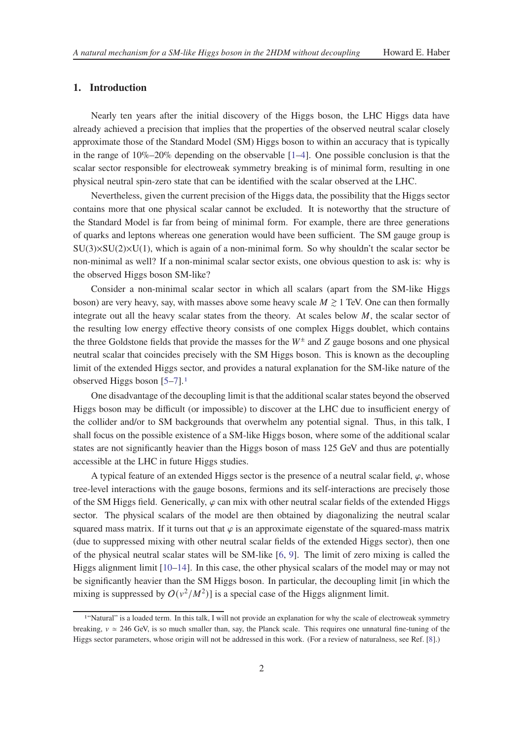## 1. Introduction

Nearly ten years after the initial discovery of the Higgs boson, the LHC Higgs data have already achieved a precision that implies that the properties of the observed neutral scalar closely approximate those of the Standard Model (SM) Higgs boson to within an accuracy that is typically in the range of 10%–20% depending on the observable [1–4]. One possible conclusion is that the scalar sector responsible for electroweak symmetry breaking is of minimal form, resulting in one physical neutral spin-zero state that can be identified with the scalar observed at the LHC.

Nevertheless, given the current precision of the Higgs data, the possibility that the Higgs sector contains more that one physical scalar cannot be excluded. It is noteworthy that the structure of the Standard Model is far from being of minimal form. For example, there are three generations of quarks and leptons whereas one generation would have been sufficient. The SM gauge group is SU(3)×SU(2)×U(1), which is again of a non-minimal form. So why shouldn't the scalar sector be non-minimal as well? If a non-minimal scalar sector exists, one obvious question to ask is: why is the observed Higgs boson SM-like?

Consider a non-minimal scalar sector in which all scalars (apart from the SM-like Higgs boson) are very heavy, say, with masses above some heavy scale $M \gtrsim 1$ TeV. One can then formally integrate out all the heavy scalar states from the theory. At scales below $M$, the scalar sector of the resulting low energy effective theory consists of one complex Higgs doublet, which contains the three Goldstone fields that provide the masses for the $W^{\pm}$ and $Z$ gauge bosons and one physical neutral scalar that coincides precisely with the SM Higgs boson. This is known as the decoupling limit of the extended Higgs sector, and provides a natural explanation for the SM-like nature of the observed Higgs boson [5–7].[1]

One disadvantage of the decoupling limit is that the additional scalar states beyond the observed Higgs boson may be difficult (or impossible) to discover at the LHC due to insufficient energy of the collider and/or to SM backgrounds that overwhelm any potential signal. Thus, in this talk, I shall focus on the possible existence of a SM-like Higgs boson, where some of the additional scalar states are not significantly heavier than the Higgs boson of mass 125 GeV and thus are potentially accessible at the LHC in future Higgs studies.

A typical feature of an extended Higgs sector is the presence of a neutral scalar field, $\varphi$, whose tree-level interactions with the gauge bosons, fermions and its self-interactions are precisely those of the SM Higgs field. Generically, $\varphi$ can mix with other neutral scalar fields of the extended Higgs sector. The physical scalars of the model are then obtained by diagonalizing the neutral scalar squared mass matrix. If it turns out that $\varphi$ is an approximate eigenstate of the squared-mass matrix (due to suppressed mixing with other neutral scalar fields of the extended Higgs sector), then one of the physical neutral scalar states will be SM-like [6, 9]. The limit of zero mixing is called the Higgs alignment limit [10–14]. In this case, the other physical scalars of the model may or may not be significantly heavier than the SM Higgs boson. In particular, the decoupling limit [in which the mixing is suppressed by $O(v^2/M^2)$] is a special case of the Higgs alignment limit.

---

[1] "Natural" is a loaded term. In this talk, I will not provide an explanation for why the scale of electroweak symmetry breaking, $v \simeq 246$ GeV, is so much smaller than, say, the Planck scale. This requires one unnatural fine-tuning of the Higgs sector parameters, whose origin will not be addressed in this work. (For a review of naturalness, see Ref. [8].)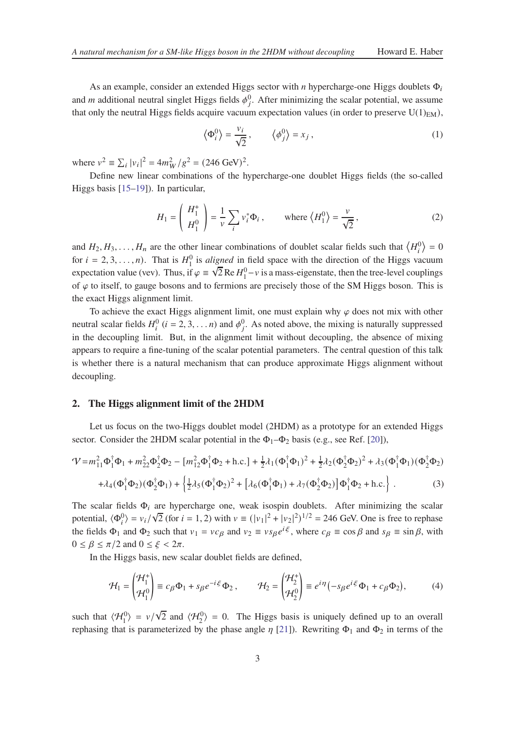As an example, consider an extended Higgs sector with $n$ hypercharge-one Higgs doublets $\Phi_i$ and $m$ additional neutral singlet Higgs fields $\phi_j^0$. After minimizing the scalar potential, we assume that only the neutral Higgs fields acquire vacuum expectation values (in order to preserve $\mathrm{U}(1)_{\rm EM}$),

$$
\langle \Phi_i^0 \rangle = \frac{v_i}{\sqrt{2}}\,, \qquad \langle \phi_j^0 \rangle = x_j\,, \tag{1}
$$

where $v^2 \equiv \sum_i |v_i|^2 = 4m_W^2/g^2 = (246~\text{GeV})^2$.

Define new linear combinations of the hypercharge-one doublet Higgs fields (the so-called Higgs basis [15–19]). In particular,

$$
H_1 = \begin{pmatrix} H_1^+ \\ H_1^0 \end{pmatrix} = \frac{1}{v}\sum_i v_i^* \Phi_i\,, \qquad \text{where } \langle H_1^0 \rangle = \frac{v}{\sqrt{2}}\,, \tag{2}
$$

and $H_2, H_3, \ldots, H_n$ are the other linear combinations of doublet scalar fields such that $\langle H_i^0 \rangle = 0$ for $i = 2, 3, \ldots, n$). That is $H_1^0$ is *aligned* in field space with the direction of the Higgs vacuum expectation value (vev). Thus, if $\varphi \equiv \sqrt{2}\,\mathrm{Re}\,H_1^0 - v$ is a mass-eigenstate, then the tree-level couplings of $\varphi$ to itself, to gauge bosons and to fermions are precisely those of the SM Higgs boson. This is the exact Higgs alignment limit.

To achieve the exact Higgs alignment limit, one must explain why $\varphi$ does not mix with other neutral scalar fields $H_i^0$ ($i = 2, 3, \ldots n$) and $\phi_j^0$. As noted above, the mixing is naturally suppressed in the decoupling limit. But, in the alignment limit without decoupling, the absence of mixing appears to require a fine-tuning of the scalar potential parameters. The central question of this talk is whether there is a natural mechanism that can produce approximate Higgs alignment without decoupling.

## 2. The Higgs alignment limit of the 2HDM

Let us focus on the two-Higgs doublet model (2HDM) as a prototype for an extended Higgs sector. Consider the 2HDM scalar potential in the $\Phi_1$–$\Phi_2$ basis (e.g., see Ref. [20]),

$$
\begin{aligned}
\mathcal{V} = {} & m_{11}^2 \Phi_1^\dagger \Phi_1 + m_{22}^2 \Phi_2^\dagger \Phi_2 - [m_{12}^2 \Phi_1^\dagger \Phi_2 + \text{h.c.}] + \tfrac{1}{2}\lambda_1 (\Phi_1^\dagger \Phi_1)^2 + \tfrac{1}{2}\lambda_2 (\Phi_2^\dagger \Phi_2)^2 + \lambda_3 (\Phi_1^\dagger \Phi_1)(\Phi_2^\dagger \Phi_2) \\
& + \lambda_4 (\Phi_1^\dagger \Phi_2)(\Phi_2^\dagger \Phi_1) + \left\{ \tfrac{1}{2}\lambda_5 (\Phi_1^\dagger \Phi_2)^2 + \big[\lambda_6 (\Phi_1^\dagger \Phi_1) + \lambda_7 (\Phi_2^\dagger \Phi_2)\big] \Phi_1^\dagger \Phi_2 + \text{h.c.} \right\}\,.
\end{aligned} \tag{3}
$$

The scalar fields $\Phi_i$ are hypercharge one, weak isospin doublets. After minimizing the scalar potential, $\langle \Phi_i^0 \rangle = v_i/\sqrt{2}$ (for $i = 1, 2$) with $v \equiv (|v_1|^2 + |v_2|^2)^{1/2} = 246$ GeV. One is free to rephase the fields $\Phi_1$ and $\Phi_2$ such that $v_1 = v c_\beta$ and $v_2 \equiv v s_\beta e^{i\xi}$, where $c_\beta \equiv \cos\beta$ and $s_\beta \equiv \sin\beta$, with $0 \leq \beta \leq \pi/2$ and $0 \leq \xi < 2\pi$.

In the Higgs basis, new scalar doublet fields are defined,

$$
\mathcal{H}_1 = \begin{pmatrix} \mathcal{H}_1^+ \\ \mathcal{H}_1^0 \end{pmatrix} \equiv c_\beta \Phi_1 + s_\beta e^{-i\xi} \Phi_2\,, \qquad \mathcal{H}_2 = \begin{pmatrix} \mathcal{H}_2^+ \\ \mathcal{H}_2^0 \end{pmatrix} \equiv e^{i\eta}\big(-s_\beta e^{i\xi} \Phi_1 + c_\beta \Phi_2\big)\,, \tag{4}
$$

such that $\langle \mathcal{H}_1^0 \rangle = v/\sqrt{2}$ and $\langle \mathcal{H}_2^0 \rangle = 0$. The Higgs basis is uniquely defined up to an overall rephasing that is parameterized by the phase angle $\eta$ [21]). Rewriting $\Phi_1$ and $\Phi_2$ in terms of the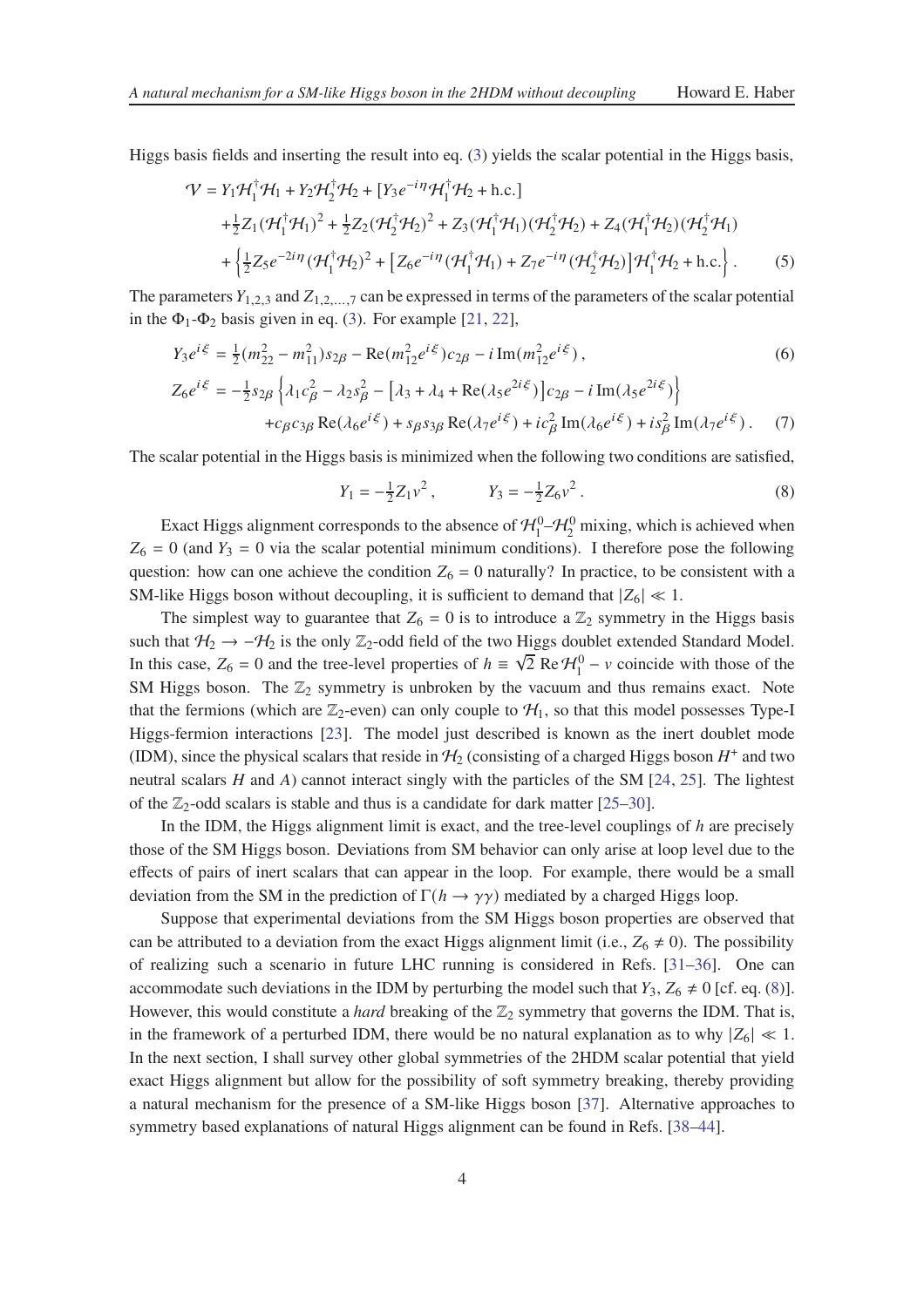Higgs basis fields and inserting the result into eq. (3) yields the scalar potential in the Higgs basis,

$$
\begin{aligned}
\mathcal{V} &= Y_1 \mathcal{H}_1^\dagger \mathcal{H}_1 + Y_2 \mathcal{H}_2^\dagger \mathcal{H}_2 + [Y_3 e^{-i\eta} \mathcal{H}_1^\dagger \mathcal{H}_2 + \text{h.c.}] \\
&+ \tfrac{1}{2} Z_1 (\mathcal{H}_1^\dagger \mathcal{H}_1)^2 + \tfrac{1}{2} Z_2 (\mathcal{H}_2^\dagger \mathcal{H}_2)^2 + Z_3 (\mathcal{H}_1^\dagger \mathcal{H}_1)(\mathcal{H}_2^\dagger \mathcal{H}_2) + Z_4 (\mathcal{H}_1^\dagger \mathcal{H}_2)(\mathcal{H}_2^\dagger \mathcal{H}_1) \\
&+ \left\{ \tfrac{1}{2} Z_5 e^{-2i\eta} (\mathcal{H}_1^\dagger \mathcal{H}_2)^2 + \left[ Z_6 e^{-i\eta} (\mathcal{H}_1^\dagger \mathcal{H}_1) + Z_7 e^{-i\eta} (\mathcal{H}_2^\dagger \mathcal{H}_2) \right] \mathcal{H}_1^\dagger \mathcal{H}_2 + \text{h.c.} \right\}. \qquad (5)
\end{aligned}
$$

The parameters $Y_{1,2,3}$ and $Z_{1,2,\ldots,7}$ can be expressed in terms of the parameters of the scalar potential in the $\Phi_1$-$\Phi_2$ basis given in eq. (3). For example [21, 22],

$$
Y_3 e^{i\xi} = \tfrac{1}{2}(m_{22}^2 - m_{11}^2) s_{2\beta} - \text{Re}(m_{12}^2 e^{i\xi}) c_{2\beta} - i\,\text{Im}(m_{12}^2 e^{i\xi}), \qquad (6)
$$

$$
\begin{aligned}
Z_6 e^{i\xi} &= -\tfrac{1}{2} s_{2\beta} \left\{ \lambda_1 c_\beta^2 - \lambda_2 s_\beta^2 - \left[ \lambda_3 + \lambda_4 + \text{Re}(\lambda_5 e^{2i\xi}) \right] c_{2\beta} - i\,\text{Im}(\lambda_5 e^{2i\xi}) \right\} \\
&\quad + c_\beta c_{3\beta} \,\text{Re}(\lambda_6 e^{i\xi}) + s_\beta s_{3\beta} \,\text{Re}(\lambda_7 e^{i\xi}) + i c_\beta^2 \,\text{Im}(\lambda_6 e^{i\xi}) + i s_\beta^2 \,\text{Im}(\lambda_7 e^{i\xi}). \qquad (7)
\end{aligned}
$$

The scalar potential in the Higgs basis is minimized when the following two conditions are satisfied,

$$
Y_1 = -\tfrac{1}{2} Z_1 v^2, \qquad Y_3 = -\tfrac{1}{2} Z_6 v^2. \qquad (8)
$$

Exact Higgs alignment corresponds to the absence of $\mathcal{H}_1^0$–$\mathcal{H}_2^0$ mixing, which is achieved when $Z_6 = 0$ (and $Y_3 = 0$ via the scalar potential minimum conditions). I therefore pose the following question: how can one achieve the condition $Z_6 = 0$ naturally? In practice, to be consistent with a SM-like Higgs boson without decoupling, it is sufficient to demand that $|Z_6| \ll 1$.

The simplest way to guarantee that $Z_6 = 0$ is to introduce a $\mathbb{Z}_2$ symmetry in the Higgs basis such that $\mathcal{H}_2 \to -\mathcal{H}_2$ is the only $\mathbb{Z}_2$-odd field of the two Higgs doublet extended Standard Model. In this case, $Z_6 = 0$ and the tree-level properties of $h \equiv \sqrt{2}\,\text{Re}\,\mathcal{H}_1^0 - v$ coincide with those of the SM Higgs boson. The $\mathbb{Z}_2$ symmetry is unbroken by the vacuum and thus remains exact. Note that the fermions (which are $\mathbb{Z}_2$-even) can only couple to $\mathcal{H}_1$, so that this model possesses Type-I Higgs-fermion interactions [23]. The model just described is known as the inert doublet mode (IDM), since the physical scalars that reside in $\mathcal{H}_2$ (consisting of a charged Higgs boson $H^+$ and two neutral scalars $H$ and $A$) cannot interact singly with the particles of the SM [24, 25]. The lightest of the $\mathbb{Z}_2$-odd scalars is stable and thus is a candidate for dark matter [25–30].

In the IDM, the Higgs alignment limit is exact, and the tree-level couplings of $h$ are precisely those of the SM Higgs boson. Deviations from SM behavior can only arise at loop level due to the effects of pairs of inert scalars that can appear in the loop. For example, there would be a small deviation from the SM in the prediction of $\Gamma(h \to \gamma\gamma)$ mediated by a charged Higgs loop.

Suppose that experimental deviations from the SM Higgs boson properties are observed that can be attributed to a deviation from the exact Higgs alignment limit (i.e., $Z_6 \neq 0$). The possibility of realizing such a scenario in future LHC running is considered in Refs. [31–36]. One can accommodate such deviations in the IDM by perturbing the model such that $Y_3, Z_6 \neq 0$ [cf. eq. (8)]. However, this would constitute a *hard* breaking of the $\mathbb{Z}_2$ symmetry that governs the IDM. That is, in the framework of a perturbed IDM, there would be no natural explanation as to why $|Z_6| \ll 1$. In the next section, I shall survey other global symmetries of the 2HDM scalar potential that yield exact Higgs alignment but allow for the possibility of soft symmetry breaking, thereby providing a natural mechanism for the presence of a SM-like Higgs boson [37]. Alternative approaches to symmetry based explanations of natural Higgs alignment can be found in Refs. [38–44].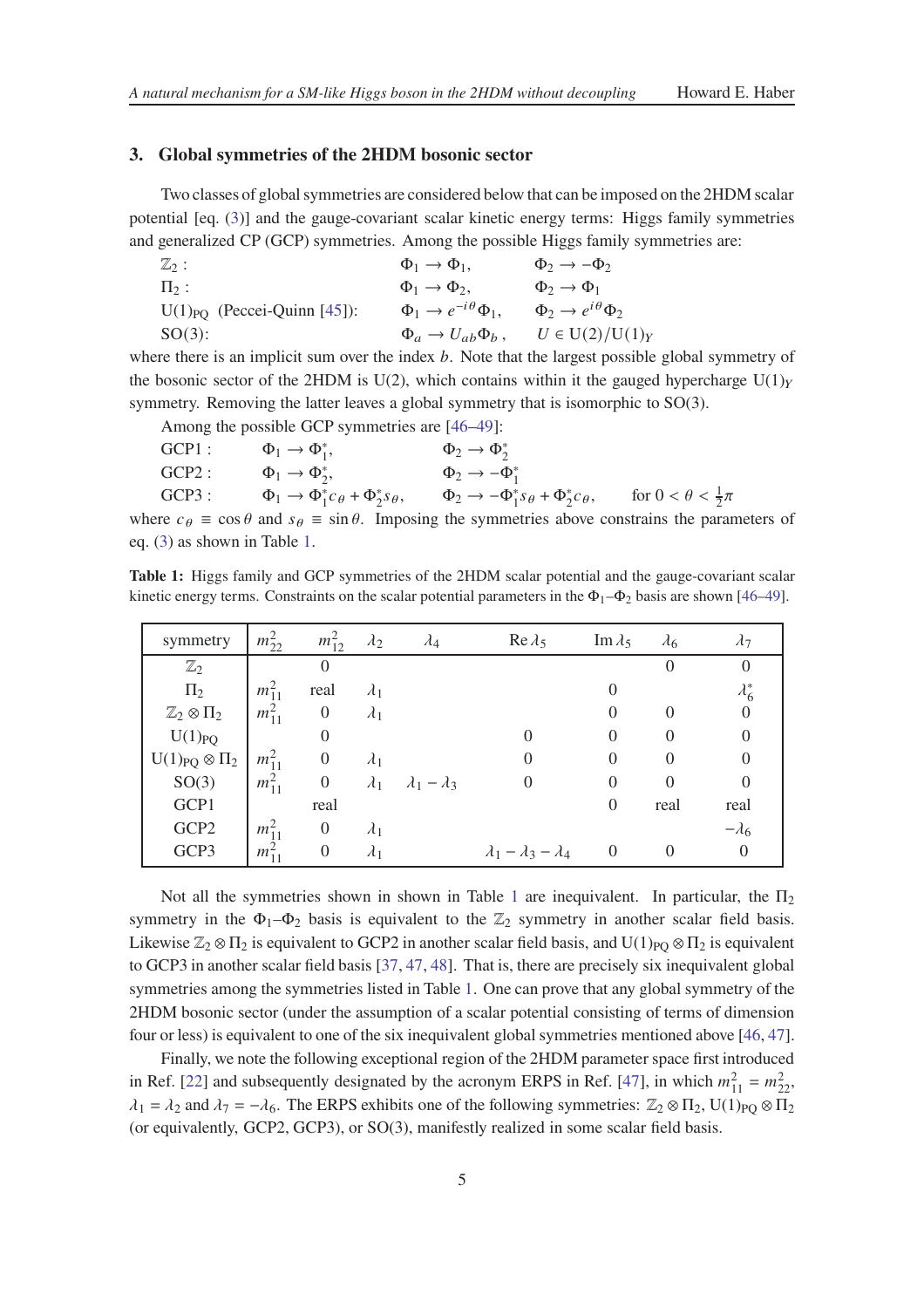## 3. Global symmetries of the 2HDM bosonic sector

Two classes of global symmetries are considered below that can be imposed on the 2HDM scalar potential [eq. (3)] and the gauge-covariant scalar kinetic energy terms: Higgs family symmetries and generalized CP (GCP) symmetries. Among the possible Higgs family symmetries are:

$$
\begin{array}{lll}
\mathbb{Z}_2 : & \Phi_1 \to \Phi_1, & \Phi_2 \to -\Phi_2 \\
\Pi_2 : & \Phi_1 \to \Phi_2, & \Phi_2 \to \Phi_1 \\
\mathrm{U(1)_{PQ}}\ \text{(Peccei-Quinn [45]):} & \Phi_1 \to e^{-i\theta}\Phi_1, & \Phi_2 \to e^{i\theta}\Phi_2 \\
\mathrm{SO(3)}: & \Phi_a \to U_{ab}\Phi_b\,, & U \in \mathrm{U(2)/U(1)}_Y
\end{array}
$$

where there is an implicit sum over the index $b$. Note that the largest possible global symmetry of the bosonic sector of the 2HDM is U(2), which contains within it the gauged hypercharge $\mathrm{U(1)}_Y$ symmetry. Removing the latter leaves a global symmetry that is isomorphic to SO(3).

Among the possible GCP symmetries are [46–49]:

$$
\begin{array}{llll}
\mathrm{GCP1}: & \Phi_1 \to \Phi_1^*, & \Phi_2 \to \Phi_2^* & \\
\mathrm{GCP2}: & \Phi_1 \to \Phi_2^*, & \Phi_2 \to -\Phi_1^* & \\
\mathrm{GCP3}: & \Phi_1 \to \Phi_1^* c_\theta + \Phi_2^* s_\theta, & \Phi_2 \to -\Phi_1^* s_\theta + \Phi_2^* c_\theta, & \text{for } 0 < \theta < \tfrac{1}{2}\pi
\end{array}
$$

where $c_\theta \equiv \cos\theta$ and $s_\theta \equiv \sin\theta$. Imposing the symmetries above constrains the parameters of eq. (3) as shown in Table 1.

**Table 1:** Higgs family and GCP symmetries of the 2HDM scalar potential and the gauge-covariant scalar kinetic energy terms. Constraints on the scalar potential parameters in the $\Phi_1$–$\Phi_2$ basis are shown [46–49].

| symmetry | $m_{22}^2$ | $m_{12}^2$ | $\lambda_2$ | $\lambda_4$ | $\mathrm{Re}\,\lambda_5$ | $\mathrm{Im}\,\lambda_5$ | $\lambda_6$ | $\lambda_7$ |
|---|---|---|---|---|---|---|---|---|
| $\mathbb{Z}_2$ | | 0 | | | | | 0 | 0 |
| $\Pi_2$ | $m_{11}^2$ | real | $\lambda_1$ | | | 0 | | $\lambda_6^*$ |
| $\mathbb{Z}_2 \otimes \Pi_2$ | $m_{11}^2$ | 0 | $\lambda_1$ | | | 0 | 0 | 0 |
| $\mathrm{U(1)_{PQ}}$ | | 0 | | | 0 | 0 | 0 | 0 |
| $\mathrm{U(1)_{PQ}} \otimes \Pi_2$ | $m_{11}^2$ | 0 | $\lambda_1$ | | 0 | 0 | 0 | 0 |
| SO(3) | $m_{11}^2$ | 0 | $\lambda_1$ | $\lambda_1 - \lambda_3$ | 0 | 0 | 0 | 0 |
| GCP1 | | real | | | | 0 | real | real |
| GCP2 | $m_{11}^2$ | 0 | $\lambda_1$ | | | | | $-\lambda_6$ |
| GCP3 | $m_{11}^2$ | 0 | $\lambda_1$ | | $\lambda_1 - \lambda_3 - \lambda_4$ | 0 | 0 | 0 |

Not all the symmetries shown in shown in Table 1 are inequivalent. In particular, the $\Pi_2$ symmetry in the $\Phi_1$–$\Phi_2$ basis is equivalent to the $\mathbb{Z}_2$ symmetry in another scalar field basis. Likewise $\mathbb{Z}_2 \otimes \Pi_2$ is equivalent to GCP2 in another scalar field basis, and $\mathrm{U(1)_{PQ}} \otimes \Pi_2$ is equivalent to GCP3 in another scalar field basis [37, 47, 48]. That is, there are precisely six inequivalent global symmetries among the symmetries listed in Table 1. One can prove that any global symmetry of the 2HDM bosonic sector (under the assumption of a scalar potential consisting of terms of dimension four or less) is equivalent to one of the six inequivalent global symmetries mentioned above [46, 47].

Finally, we note the following exceptional region of the 2HDM parameter space first introduced in Ref. [22] and subsequently designated by the acronym ERPS in Ref. [47], in which $m_{11}^2 = m_{22}^2$, $\lambda_1 = \lambda_2$ and $\lambda_7 = -\lambda_6$. The ERPS exhibits one of the following symmetries: $\mathbb{Z}_2 \otimes \Pi_2$, $\mathrm{U(1)_{PQ}} \otimes \Pi_2$ (or equivalently, GCP2, GCP3), or SO(3), manifestly realized in some scalar field basis.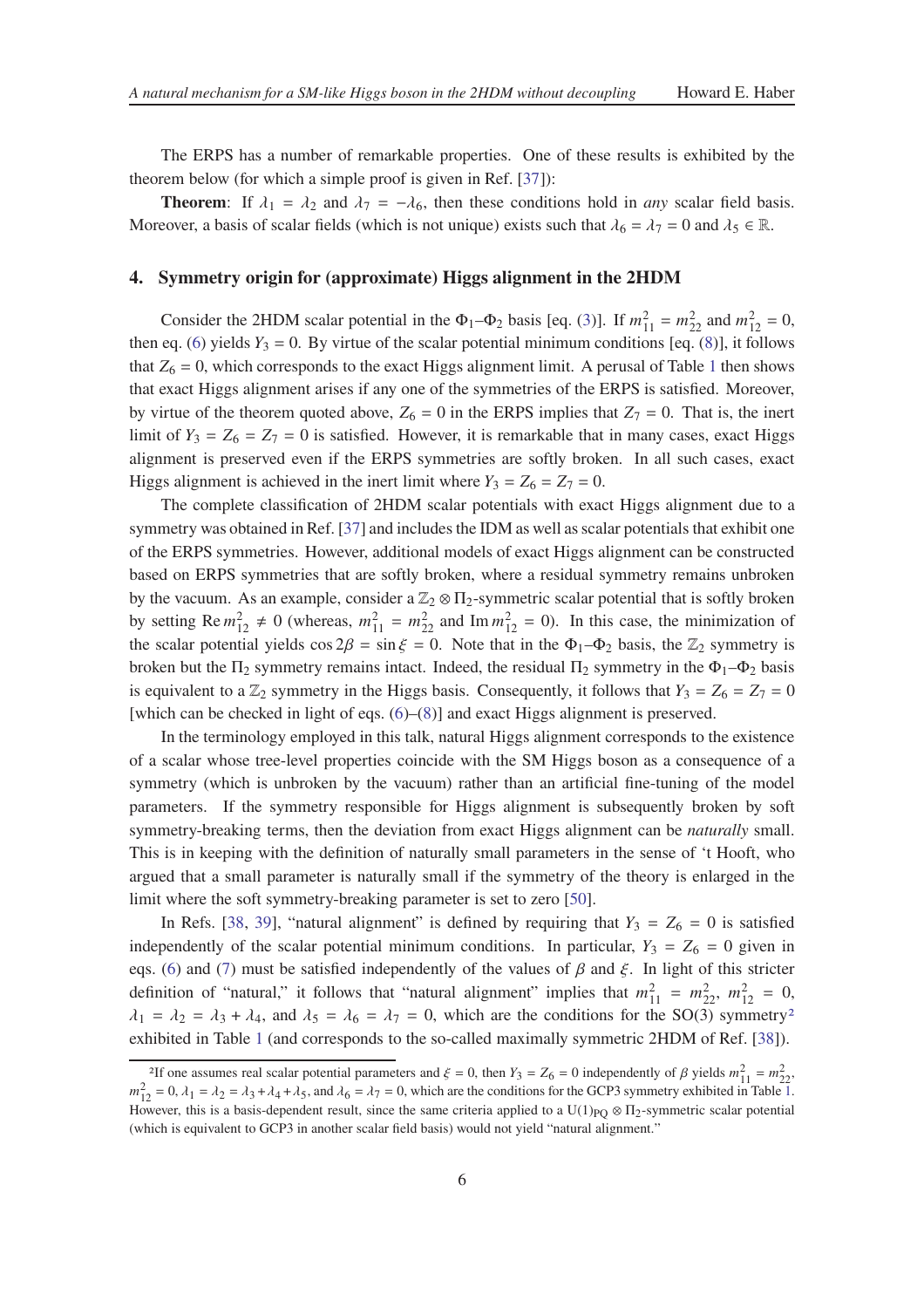The ERPS has a number of remarkable properties. One of these results is exhibited by the theorem below (for which a simple proof is given in Ref. [37]):

**Theorem**: If $\lambda_1 = \lambda_2$ and $\lambda_7 = -\lambda_6$, then these conditions hold in *any* scalar field basis. Moreover, a basis of scalar fields (which is not unique) exists such that $\lambda_6 = \lambda_7 = 0$ and $\lambda_5 \in \mathbb{R}$.

## 4. Symmetry origin for (approximate) Higgs alignment in the 2HDM

Consider the 2HDM scalar potential in the $\Phi_1$–$\Phi_2$ basis [eq. (3)]. If $m_{11}^2 = m_{22}^2$ and $m_{12}^2 = 0$, then eq. (6) yields $Y_3 = 0$. By virtue of the scalar potential minimum conditions [eq. (8)], it follows that $Z_6 = 0$, which corresponds to the exact Higgs alignment limit. A perusal of Table 1 then shows that exact Higgs alignment arises if any one of the symmetries of the ERPS is satisfied. Moreover, by virtue of the theorem quoted above, $Z_6 = 0$ in the ERPS implies that $Z_7 = 0$. That is, the inert limit of $Y_3 = Z_6 = Z_7 = 0$ is satisfied. However, it is remarkable that in many cases, exact Higgs alignment is preserved even if the ERPS symmetries are softly broken. In all such cases, exact Higgs alignment is achieved in the inert limit where $Y_3 = Z_6 = Z_7 = 0$.

The complete classification of 2HDM scalar potentials with exact Higgs alignment due to a symmetry was obtained in Ref. [37] and includes the IDM as well as scalar potentials that exhibit one of the ERPS symmetries. However, additional models of exact Higgs alignment can be constructed based on ERPS symmetries that are softly broken, where a residual symmetry remains unbroken by the vacuum. As an example, consider a $\mathbb{Z}_2 \otimes \Pi_2$-symmetric scalar potential that is softly broken by setting $\operatorname{Re} m_{12}^2 \neq 0$ (whereas, $m_{11}^2 = m_{22}^2$ and $\operatorname{Im} m_{12}^2 = 0$). In this case, the minimization of the scalar potential yields $\cos 2\beta = \sin\xi = 0$. Note that in the $\Phi_1$–$\Phi_2$ basis, the $\mathbb{Z}_2$ symmetry is broken but the $\Pi_2$ symmetry remains intact. Indeed, the residual $\Pi_2$ symmetry in the $\Phi_1$–$\Phi_2$ basis is equivalent to a $\mathbb{Z}_2$ symmetry in the Higgs basis. Consequently, it follows that $Y_3 = Z_6 = Z_7 = 0$ [which can be checked in light of eqs. (6)–(8)] and exact Higgs alignment is preserved.

In the terminology employed in this talk, natural Higgs alignment corresponds to the existence of a scalar whose tree-level properties coincide with the SM Higgs boson as a consequence of a symmetry (which is unbroken by the vacuum) rather than an artificial fine-tuning of the model parameters. If the symmetry responsible for Higgs alignment is subsequently broken by soft symmetry-breaking terms, then the deviation from exact Higgs alignment can be *naturally* small. This is in keeping with the definition of naturally small parameters in the sense of 't Hooft, who argued that a small parameter is naturally small if the symmetry of the theory is enlarged in the limit where the soft symmetry-breaking parameter is set to zero [50].

In Refs. [38, 39], "natural alignment" is defined by requiring that $Y_3 = Z_6 = 0$ is satisfied independently of the scalar potential minimum conditions. In particular, $Y_3 = Z_6 = 0$ given in eqs. (6) and (7) must be satisfied independently of the values of $\beta$ and $\xi$. In light of this stricter definition of "natural," it follows that "natural alignment" implies that $m_{11}^2 = m_{22}^2$, $m_{12}^2 = 0$, $\lambda_1 = \lambda_2 = \lambda_3 + \lambda_4$, and $\lambda_5 = \lambda_6 = \lambda_7 = 0$, which are the conditions for the SO(3) symmetry[2] exhibited in Table 1 (and corresponds to the so-called maximally symmetric 2HDM of Ref. [38]).

[2] If one assumes real scalar potential parameters and $\xi = 0$, then $Y_3 = Z_6 = 0$ independently of $\beta$ yields $m_{11}^2 = m_{22}^2$, $m_{12}^2 = 0$, $\lambda_1 = \lambda_2 = \lambda_3 + \lambda_4 + \lambda_5$, and $\lambda_6 = \lambda_7 = 0$, which are the conditions for the GCP3 symmetry exhibited in Table 1. However, this is a basis-dependent result, since the same criteria applied to a $\mathrm{U}(1)_{\rm PQ} \otimes \Pi_2$-symmetric scalar potential (which is equivalent to GCP3 in another scalar field basis) would not yield "natural alignment."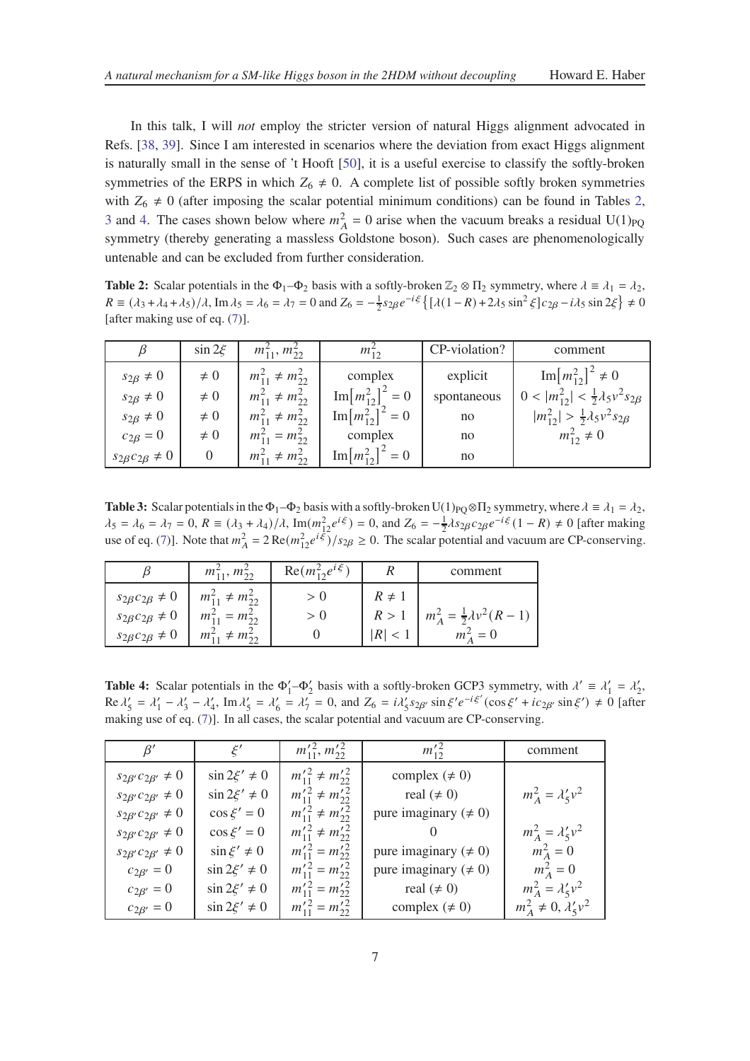In this talk, I will *not* employ the stricter version of natural Higgs alignment advocated in Refs. [38, 39]. Since I am interested in scenarios where the deviation from exact Higgs alignment is naturally small in the sense of 't Hooft [50], it is a useful exercise to classify the softly-broken symmetries of the ERPS in which $Z_6 \neq 0$. A complete list of possible softly broken symmetries with $Z_6 \neq 0$ (after imposing the scalar potential minimum conditions) can be found in Tables 2, 3 and 4. The cases shown below where $m_A^2 = 0$ arise when the vacuum breaks a residual $\mathrm{U}(1)_{\rm PQ}$ symmetry (thereby generating a massless Goldstone boson). Such cases are phenomenologically untenable and can be excluded from further consideration.

**Table 2:** Scalar potentials in the $\Phi_1$–$\Phi_2$ basis with a softly-broken $\mathbb{Z}_2 \otimes \Pi_2$ symmetry, where $\lambda \equiv \lambda_1 = \lambda_2$, $R \equiv (\lambda_3+\lambda_4+\lambda_5)/\lambda$, $\operatorname{Im}\lambda_5 = \lambda_6 = \lambda_7 = 0$ and $Z_6 = -\frac{1}{2}s_{2\beta}e^{-i\xi}\{[\lambda(1-R)+2\lambda_5\sin^2\xi]c_{2\beta} - i\lambda_5\sin 2\xi\} \neq 0$ [after making use of eq. (7)].

| $\beta$ | $\sin 2\xi$ | $m_{11}^2, m_{22}^2$ | $m_{12}^2$ | CP-violation? | comment |
|---|---|---|---|---|---|
| $s_{2\beta} \neq 0$ | $\neq 0$ | $m_{11}^2 \neq m_{22}^2$ | complex | explicit | $\operatorname{Im}\big[m_{12}^2\big]^2 \neq 0$ |
| $s_{2\beta} \neq 0$ | $\neq 0$ | $m_{11}^2 \neq m_{22}^2$ | $\operatorname{Im}\big[m_{12}^2\big]^2 = 0$ | spontaneous | $0 < \lvert m_{12}^2\rvert < \frac{1}{2}\lambda_5 v^2 s_{2\beta}$ |
| $s_{2\beta} \neq 0$ | $\neq 0$ | $m_{11}^2 \neq m_{22}^2$ | $\operatorname{Im}\big[m_{12}^2\big]^2 = 0$ | no | $\lvert m_{12}^2\rvert > \frac{1}{2}\lambda_5 v^2 s_{2\beta}$ |
| $c_{2\beta} = 0$ | $\neq 0$ | $m_{11}^2 = m_{22}^2$ | complex | no | $m_{12}^2 \neq 0$ |
| $s_{2\beta}c_{2\beta} \neq 0$ | 0 | $m_{11}^2 \neq m_{22}^2$ | $\operatorname{Im}\big[m_{12}^2\big]^2 = 0$ | no | |

**Table 3:** Scalar potentials in the $\Phi_1$–$\Phi_2$ basis with a softly-broken $\mathrm{U}(1)_{\rm PQ}\otimes\Pi_2$ symmetry, where $\lambda \equiv \lambda_1 = \lambda_2$, $\lambda_5 = \lambda_6 = \lambda_7 = 0$, $R \equiv (\lambda_3+\lambda_4)/\lambda$, $\operatorname{Im}(m_{12}^2 e^{i\xi}) = 0$, and $Z_6 = -\frac{1}{2}\lambda s_{2\beta}c_{2\beta}e^{-i\xi}(1-R) \neq 0$ [after making use of eq. (7)]. Note that $m_A^2 = 2\operatorname{Re}(m_{12}^2 e^{i\xi})/s_{2\beta} \geq 0$. The scalar potential and vacuum are CP-conserving.

| $\beta$ | $m_{11}^2, m_{22}^2$ | $\operatorname{Re}(m_{12}^2 e^{i\xi})$ | $R$ | comment |
|---|---|---|---|---|
| $s_{2\beta}c_{2\beta} \neq 0$ | $m_{11}^2 \neq m_{22}^2$ | $> 0$ | $R \neq 1$ | |
| $s_{2\beta}c_{2\beta} \neq 0$ | $m_{11}^2 = m_{22}^2$ | $> 0$ | $R > 1$ | $m_A^2 = \frac{1}{2}\lambda v^2(R-1)$ |
| $s_{2\beta}c_{2\beta} \neq 0$ | $m_{11}^2 \neq m_{22}^2$ | 0 | $\lvert R\rvert < 1$ | $m_A^2 = 0$ |

**Table 4:** Scalar potentials in the $\Phi_1'$–$\Phi_2'$ basis with a softly-broken GCP3 symmetry, with $\lambda' \equiv \lambda_1' = \lambda_2'$, $\operatorname{Re}\lambda_5' = \lambda_1' - \lambda_3' - \lambda_4'$, $\operatorname{Im}\lambda_5' = \lambda_6' = \lambda_7' = 0$, and $Z_6 = i\lambda_5' s_{2\beta'}\sin\xi' e^{-i\xi'}(\cos\xi' + ic_{2\beta'}\sin\xi') \neq 0$ [after making use of eq. (7)]. In all cases, the scalar potential and vacuum are CP-conserving.

| $\beta'$ | $\xi'$ | $m_{11}'^2, m_{22}'^2$ | $m_{12}'^2$ | comment |
|---|---|---|---|---|
| $s_{2\beta'}c_{2\beta'} \neq 0$ | $\sin 2\xi' \neq 0$ | $m_{11}'^2 \neq m_{22}'^2$ | complex ($\neq 0$) | |
| $s_{2\beta'}c_{2\beta'} \neq 0$ | $\sin 2\xi' \neq 0$ | $m_{11}'^2 \neq m_{22}'^2$ | real ($\neq 0$) | $m_A^2 = \lambda_5' v^2$ |
| $s_{2\beta'}c_{2\beta'} \neq 0$ | $\cos\xi' = 0$ | $m_{11}'^2 \neq m_{22}'^2$ | pure imaginary ($\neq 0$) | |
| $s_{2\beta'}c_{2\beta'} \neq 0$ | $\cos\xi' = 0$ | $m_{11}'^2 \neq m_{22}'^2$ | 0 | $m_A^2 = \lambda_5' v^2$ |
| $s_{2\beta'}c_{2\beta'} \neq 0$ | $\sin\xi' \neq 0$ | $m_{11}'^2 = m_{22}'^2$ | pure imaginary ($\neq 0$) | $m_A^2 = 0$ |
| $c_{2\beta'} = 0$ | $\sin 2\xi' \neq 0$ | $m_{11}'^2 = m_{22}'^2$ | pure imaginary ($\neq 0$) | $m_A^2 = 0$ |
| $c_{2\beta'} = 0$ | $\sin 2\xi' \neq 0$ | $m_{11}'^2 = m_{22}'^2$ | real ($\neq 0$) | $m_A^2 = \lambda_5' v^2$ |
| $c_{2\beta'} = 0$ | $\sin 2\xi' \neq 0$ | $m_{11}'^2 = m_{22}'^2$ | complex ($\neq 0$) | $m_A^2 \neq 0, \lambda_5' v^2$ |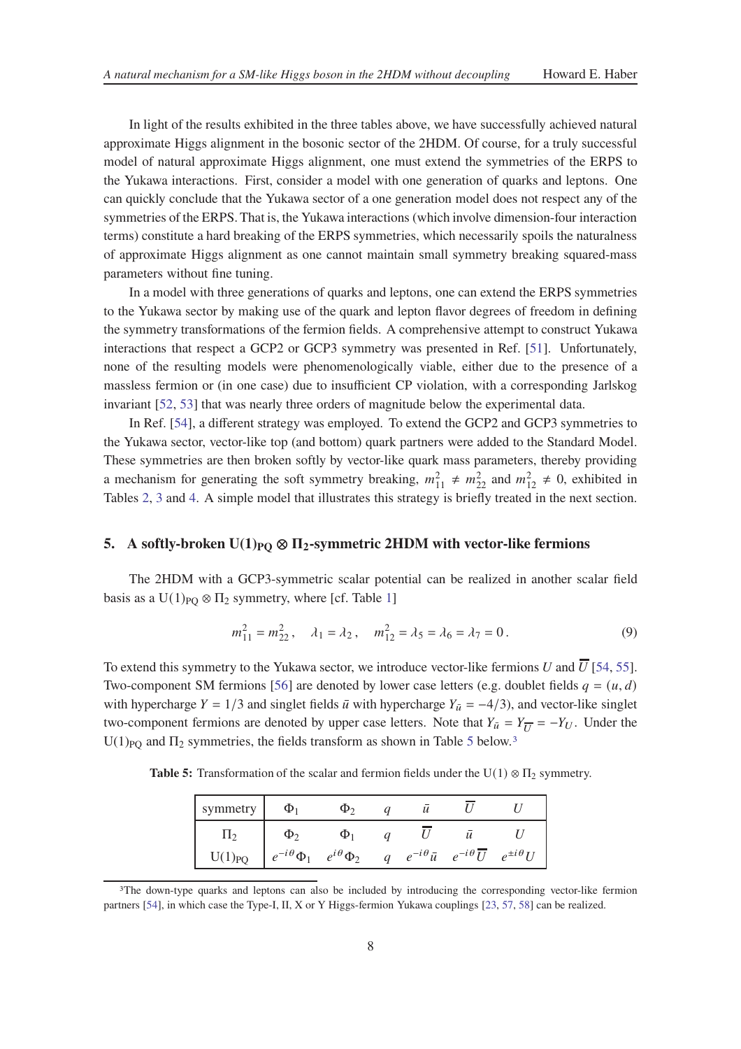In light of the results exhibited in the three tables above, we have successfully achieved natural approximate Higgs alignment in the bosonic sector of the 2HDM. Of course, for a truly successful model of natural approximate Higgs alignment, one must extend the symmetries of the ERPS to the Yukawa interactions. First, consider a model with one generation of quarks and leptons. One can quickly conclude that the Yukawa sector of a one generation model does not respect any of the symmetries of the ERPS. That is, the Yukawa interactions (which involve dimension-four interaction terms) constitute a hard breaking of the ERPS symmetries, which necessarily spoils the naturalness of approximate Higgs alignment as one cannot maintain small symmetry breaking squared-mass parameters without fine tuning.

In a model with three generations of quarks and leptons, one can extend the ERPS symmetries to the Yukawa sector by making use of the quark and lepton flavor degrees of freedom in defining the symmetry transformations of the fermion fields. A comprehensive attempt to construct Yukawa interactions that respect a GCP2 or GCP3 symmetry was presented in Ref. [51]. Unfortunately, none of the resulting models were phenomenologically viable, either due to the presence of a massless fermion or (in one case) due to insufficient CP violation, with a corresponding Jarlskog invariant [52, 53] that was nearly three orders of magnitude below the experimental data.

In Ref. [54], a different strategy was employed. To extend the GCP2 and GCP3 symmetries to the Yukawa sector, vector-like top (and bottom) quark partners were added to the Standard Model. These symmetries are then broken softly by vector-like quark mass parameters, thereby providing a mechanism for generating the soft symmetry breaking, $m_{11}^2 \neq m_{22}^2$ and $m_{12}^2 \neq 0$, exhibited in Tables 2, 3 and 4. A simple model that illustrates this strategy is briefly treated in the next section.

## 5. A softly-broken $\mathrm{U(1)_{PQ}} \otimes \Pi_2$-symmetric 2HDM with vector-like fermions

The 2HDM with a GCP3-symmetric scalar potential can be realized in another scalar field basis as a $\mathrm{U(1)_{PQ}} \otimes \Pi_2$ symmetry, where [cf. Table 1]

$$m_{11}^2 = m_{22}^2\,, \quad \lambda_1 = \lambda_2\,, \quad m_{12}^2 = \lambda_5 = \lambda_6 = \lambda_7 = 0\,. \tag{9}$$

To extend this symmetry to the Yukawa sector, we introduce vector-like fermions $U$ and $\overline{U}$ [54, 55]. Two-component SM fermions [56] are denoted by lower case letters (e.g. doublet fields $q = (u, d)$ with hypercharge $Y = 1/3$ and singlet fields $\bar{u}$ with hypercharge $Y_{\bar{u}} = -4/3$), and vector-like singlet two-component fermions are denoted by upper case letters. Note that $Y_{\bar{u}} = Y_{\overline{U}} = -Y_U$. Under the $\mathrm{U(1)_{PQ}}$ and $\Pi_2$ symmetries, the fields transform as shown in Table 5 below.[3]

**Table 5:** Transformation of the scalar and fermion fields under the $\mathrm{U(1)} \otimes \Pi_2$ symmetry.

| symmetry | $\Phi_1$ | $\Phi_2$ | $q$ | $\bar{u}$ | $\overline{U}$ | $U$ |
|---|---|---|---|---|---|---|
| $\Pi_2$ | $\Phi_2$ | $\Phi_1$ | $q$ | $\overline{U}$ | $\bar{u}$ | $U$ |
| $\mathrm{U(1)_{PQ}}$ | $e^{-i\theta}\Phi_1$ | $e^{i\theta}\Phi_2$ | $q$ | $e^{-i\theta}\bar{u}$ | $e^{-i\theta}\overline{U}$ | $e^{\pm i\theta}U$ |

[3] The down-type quarks and leptons can also be included by introducing the corresponding vector-like fermion partners [54], in which case the Type-I, II, X or Y Higgs-fermion Yukawa couplings [23, 57, 58] can be realized.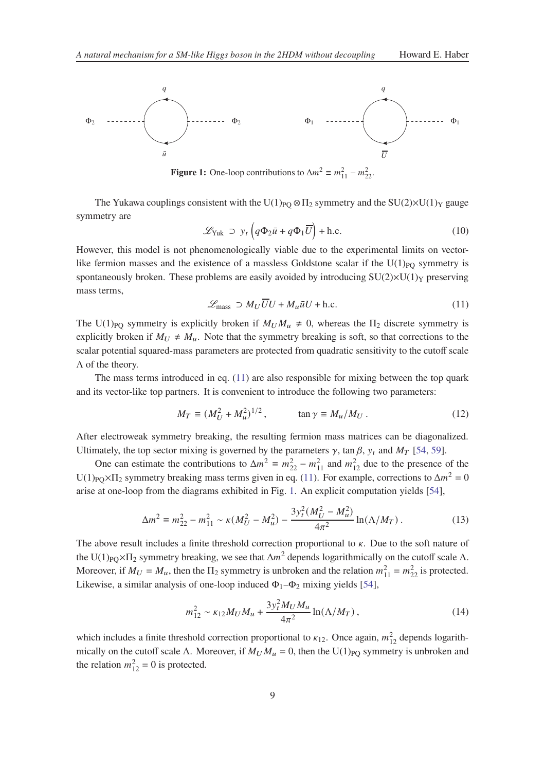**Figure 1:** One-loop contributions to $\Delta m^2 \equiv m_{11}^2 - m_{22}^2$.

The Yukawa couplings consistent with the $\mathrm{U(1)_{PQ}} \otimes \Pi_2$ symmetry and the $\mathrm{SU(2)}\times\mathrm{U(1)_Y}$ gauge symmetry are

$$\mathscr{L}_{\text{Yuk}} \supset y_t \left( q\Phi_2 \bar{u} + q\Phi_1 \overline{U} \right) + \text{h.c.} \tag{10}$$

However, this model is not phenomenologically viable due to the experimental limits on vector-like fermion masses and the existence of a massless Goldstone scalar if the $\mathrm{U(1)_{PQ}}$ symmetry is spontaneously broken. These problems are easily avoided by introducing $\mathrm{SU(2)}\times\mathrm{U(1)_Y}$ preserving mass terms,

$$\mathscr{L}_{\text{mass}} \supset M_U \overline{U} U + M_u \bar{u} U + \text{h.c.} \tag{11}$$

The $\mathrm{U(1)_{PQ}}$ symmetry is explicitly broken if $M_U M_u \neq 0$, whereas the $\Pi_2$ discrete symmetry is explicitly broken if $M_U \neq M_u$. Note that the symmetry breaking is soft, so that corrections to the scalar potential squared-mass parameters are protected from quadratic sensitivity to the cutoff scale $\Lambda$ of the theory.

The mass terms introduced in eq. (11) are also responsible for mixing between the top quark and its vector-like top partners. It is convenient to introduce the following two parameters:

$$M_T \equiv (M_U^2 + M_u^2)^{1/2}\,, \qquad \tan\gamma \equiv M_u / M_U\,. \tag{12}$$

After electroweak symmetry breaking, the resulting fermion mass matrices can be diagonalized. Ultimately, the top sector mixing is governed by the parameters $\gamma$, $\tan\beta$, $y_t$ and $M_T$ [54, 59].

One can estimate the contributions to $\Delta m^2 \equiv m_{22}^2 - m_{11}^2$ and $m_{12}^2$ due to the presence of the $\mathrm{U(1)_{PQ}}\times\Pi_2$ symmetry breaking mass terms given in eq. (11). For example, corrections to $\Delta m^2 = 0$ arise at one-loop from the diagrams exhibited in Fig. 1. An explicit computation yields [54],

$$\Delta m^2 \equiv m_{22}^2 - m_{11}^2 \sim \kappa (M_U^2 - M_u^2) - \frac{3y_t^2 (M_U^2 - M_u^2)}{4\pi^2} \ln(\Lambda/M_T)\,. \tag{13}$$

The above result includes a finite threshold correction proportional to $\kappa$. Due to the soft nature of the $\mathrm{U(1)_{PQ}}\times\Pi_2$ symmetry breaking, we see that $\Delta m^2$ depends logarithmically on the cutoff scale $\Lambda$. Moreover, if $M_U = M_u$, then the $\Pi_2$ symmetry is unbroken and the relation $m_{11}^2 = m_{22}^2$ is protected. Likewise, a similar analysis of one-loop induced $\Phi_1$–$\Phi_2$ mixing yields [54],

$$m_{12}^2 \sim \kappa_{12} M_U M_u + \frac{3y_t^2 M_U M_u}{4\pi^2} \ln(\Lambda/M_T)\,, \tag{14}$$

which includes a finite threshold correction proportional to $\kappa_{12}$. Once again, $m_{12}^2$ depends logarithmically on the cutoff scale $\Lambda$. Moreover, if $M_U M_u = 0$, then the $\mathrm{U(1)_{PQ}}$ symmetry is unbroken and the relation $m_{12}^2 = 0$ is protected.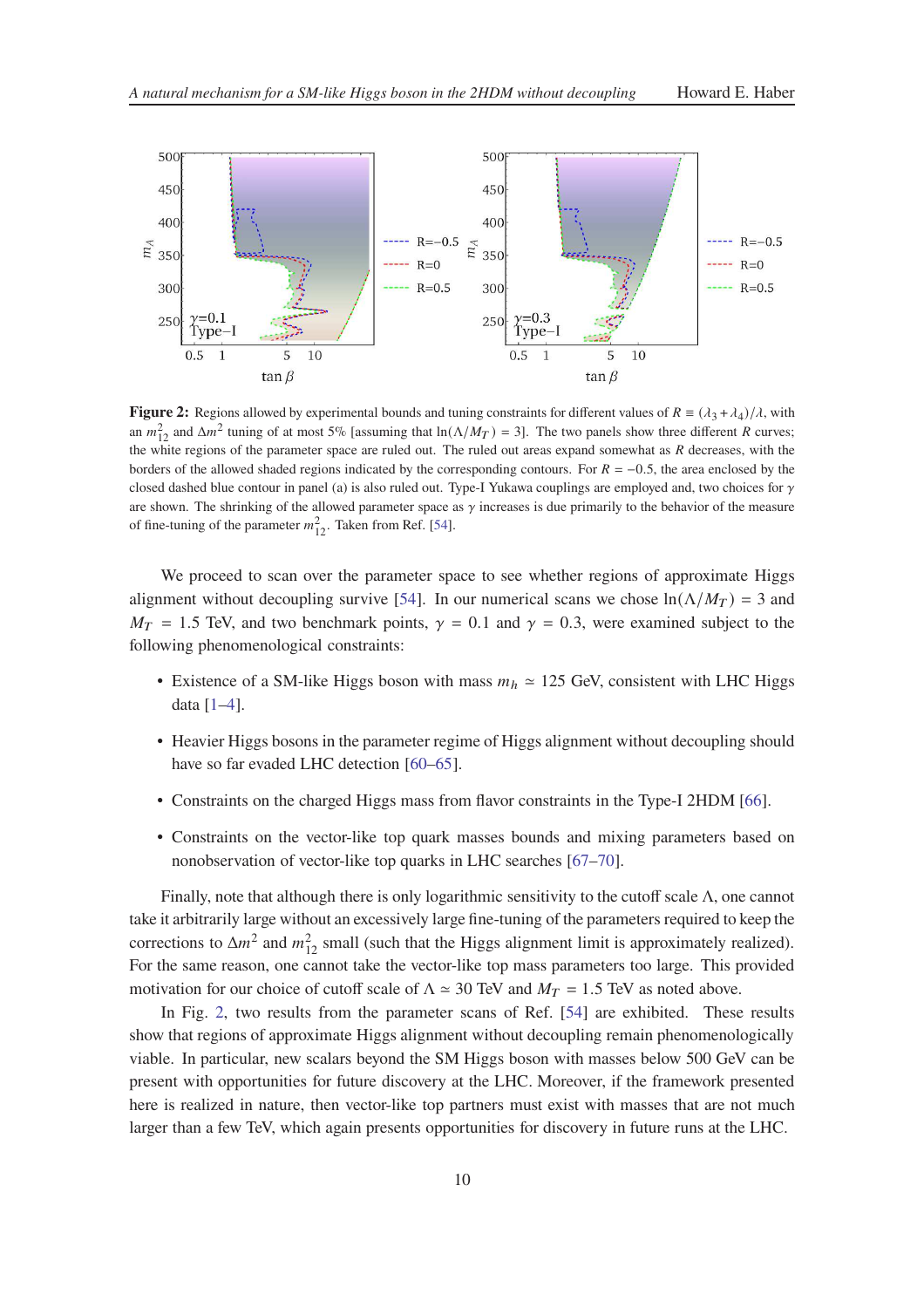**Figure 2:** Regions allowed by experimental bounds and tuning constraints for different values of $R \equiv (\lambda_3+\lambda_4)/\lambda$, with an $m_{12}^2$ and $\Delta m^2$ tuning of at most 5% [assuming that $\ln(\Lambda/M_T) = 3$]. The two panels show three different $R$ curves; the white regions of the parameter space are ruled out. The ruled out areas expand somewhat as $R$ decreases, with the borders of the allowed shaded regions indicated by the corresponding contours. For $R = -0.5$, the area enclosed by the closed dashed blue contour in panel (a) is also ruled out. Type-I Yukawa couplings are employed and, two choices for $\gamma$ are shown. The shrinking of the allowed parameter space as $\gamma$ increases is due primarily to the behavior of the measure of fine-tuning of the parameter $m_{12}^2$. Taken from Ref. [54].

We proceed to scan over the parameter space to see whether regions of approximate Higgs alignment without decoupling survive [54]. In our numerical scans we chose $\ln(\Lambda/M_T) = 3$ and $M_T = 1.5$ TeV, and two benchmark points, $\gamma = 0.1$ and $\gamma = 0.3$, were examined subject to the following phenomenological constraints:

- Existence of a SM-like Higgs boson with mass $m_h \simeq 125$ GeV, consistent with LHC Higgs data [1–4].
- Heavier Higgs bosons in the parameter regime of Higgs alignment without decoupling should have so far evaded LHC detection [60–65].
- Constraints on the charged Higgs mass from flavor constraints in the Type-I 2HDM [66].
- Constraints on the vector-like top quark masses bounds and mixing parameters based on nonobservation of vector-like top quarks in LHC searches [67–70].

Finally, note that although there is only logarithmic sensitivity to the cutoff scale $\Lambda$, one cannot take it arbitrarily large without an excessively large fine-tuning of the parameters required to keep the corrections to $\Delta m^2$ and $m_{12}^2$ small (such that the Higgs alignment limit is approximately realized). For the same reason, one cannot take the vector-like top mass parameters too large. This provided motivation for our choice of cutoff scale of $\Lambda \simeq 30$ TeV and $M_T = 1.5$ TeV as noted above.

In Fig. 2, two results from the parameter scans of Ref. [54] are exhibited. These results show that regions of approximate Higgs alignment without decoupling remain phenomenologically viable. In particular, new scalars beyond the SM Higgs boson with masses below 500 GeV can be present with opportunities for future discovery at the LHC. Moreover, if the framework presented here is realized in nature, then vector-like top partners must exist with masses that are not much larger than a few TeV, which again presents opportunities for discovery in future runs at the LHC.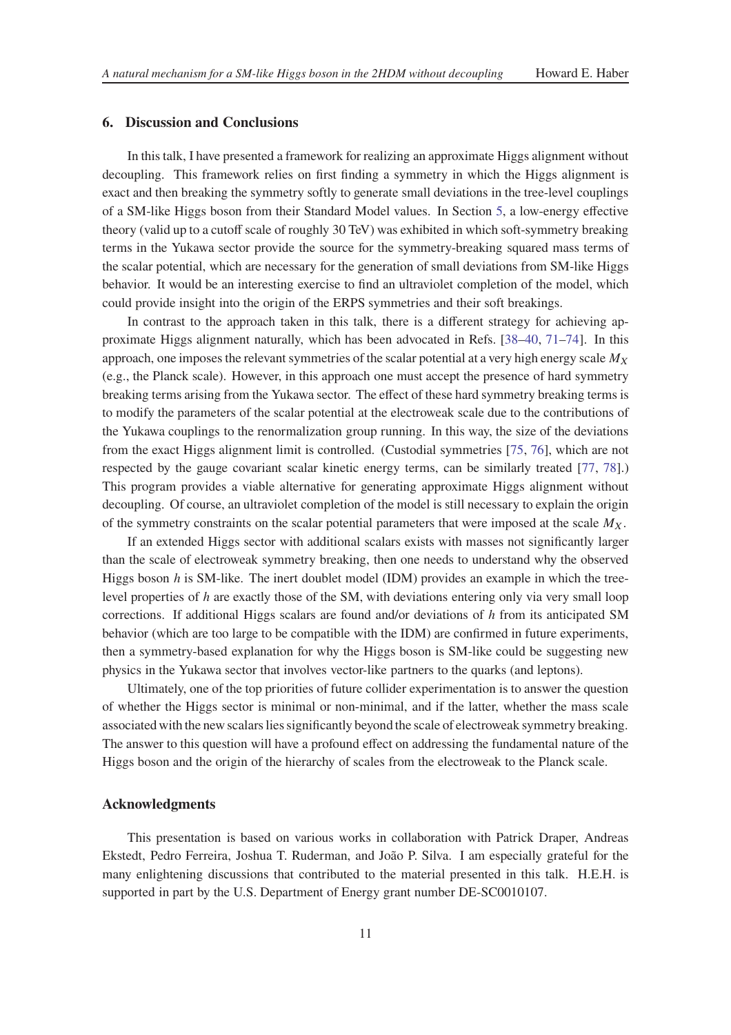## 6. Discussion and Conclusions

In this talk, I have presented a framework for realizing an approximate Higgs alignment without decoupling. This framework relies on first finding a symmetry in which the Higgs alignment is exact and then breaking the symmetry softly to generate small deviations in the tree-level couplings of a SM-like Higgs boson from their Standard Model values. In Section 5, a low-energy effective theory (valid up to a cutoff scale of roughly 30 TeV) was exhibited in which soft-symmetry breaking terms in the Yukawa sector provide the source for the symmetry-breaking squared mass terms of the scalar potential, which are necessary for the generation of small deviations from SM-like Higgs behavior. It would be an interesting exercise to find an ultraviolet completion of the model, which could provide insight into the origin of the ERPS symmetries and their soft breakings.

In contrast to the approach taken in this talk, there is a different strategy for achieving approximate Higgs alignment naturally, which has been advocated in Refs. [38–40, 71–74]. In this approach, one imposes the relevant symmetries of the scalar potential at a very high energy scale $M_X$ (e.g., the Planck scale). However, in this approach one must accept the presence of hard symmetry breaking terms arising from the Yukawa sector. The effect of these hard symmetry breaking terms is to modify the parameters of the scalar potential at the electroweak scale due to the contributions of the Yukawa couplings to the renormalization group running. In this way, the size of the deviations from the exact Higgs alignment limit is controlled. (Custodial symmetries [75, 76], which are not respected by the gauge covariant scalar kinetic energy terms, can be similarly treated [77, 78].) This program provides a viable alternative for generating approximate Higgs alignment without decoupling. Of course, an ultraviolet completion of the model is still necessary to explain the origin of the symmetry constraints on the scalar potential parameters that were imposed at the scale $M_X$.

If an extended Higgs sector with additional scalars exists with masses not significantly larger than the scale of electroweak symmetry breaking, then one needs to understand why the observed Higgs boson $h$ is SM-like. The inert doublet model (IDM) provides an example in which the tree-level properties of $h$ are exactly those of the SM, with deviations entering only via very small loop corrections. If additional Higgs scalars are found and/or deviations of $h$ from its anticipated SM behavior (which are too large to be compatible with the IDM) are confirmed in future experiments, then a symmetry-based explanation for why the Higgs boson is SM-like could be suggesting new physics in the Yukawa sector that involves vector-like partners to the quarks (and leptons).

Ultimately, one of the top priorities of future collider experimentation is to answer the question of whether the Higgs sector is minimal or non-minimal, and if the latter, whether the mass scale associated with the new scalars lies significantly beyond the scale of electroweak symmetry breaking. The answer to this question will have a profound effect on addressing the fundamental nature of the Higgs boson and the origin of the hierarchy of scales from the electroweak to the Planck scale.

### Acknowledgments

This presentation is based on various works in collaboration with Patrick Draper, Andreas Ekstedt, Pedro Ferreira, Joshua T. Ruderman, and João P. Silva. I am especially grateful for the many enlightening discussions that contributed to the material presented in this talk. H.E.H. is supported in part by the U.S. Department of Energy grant number DE-SC0010107.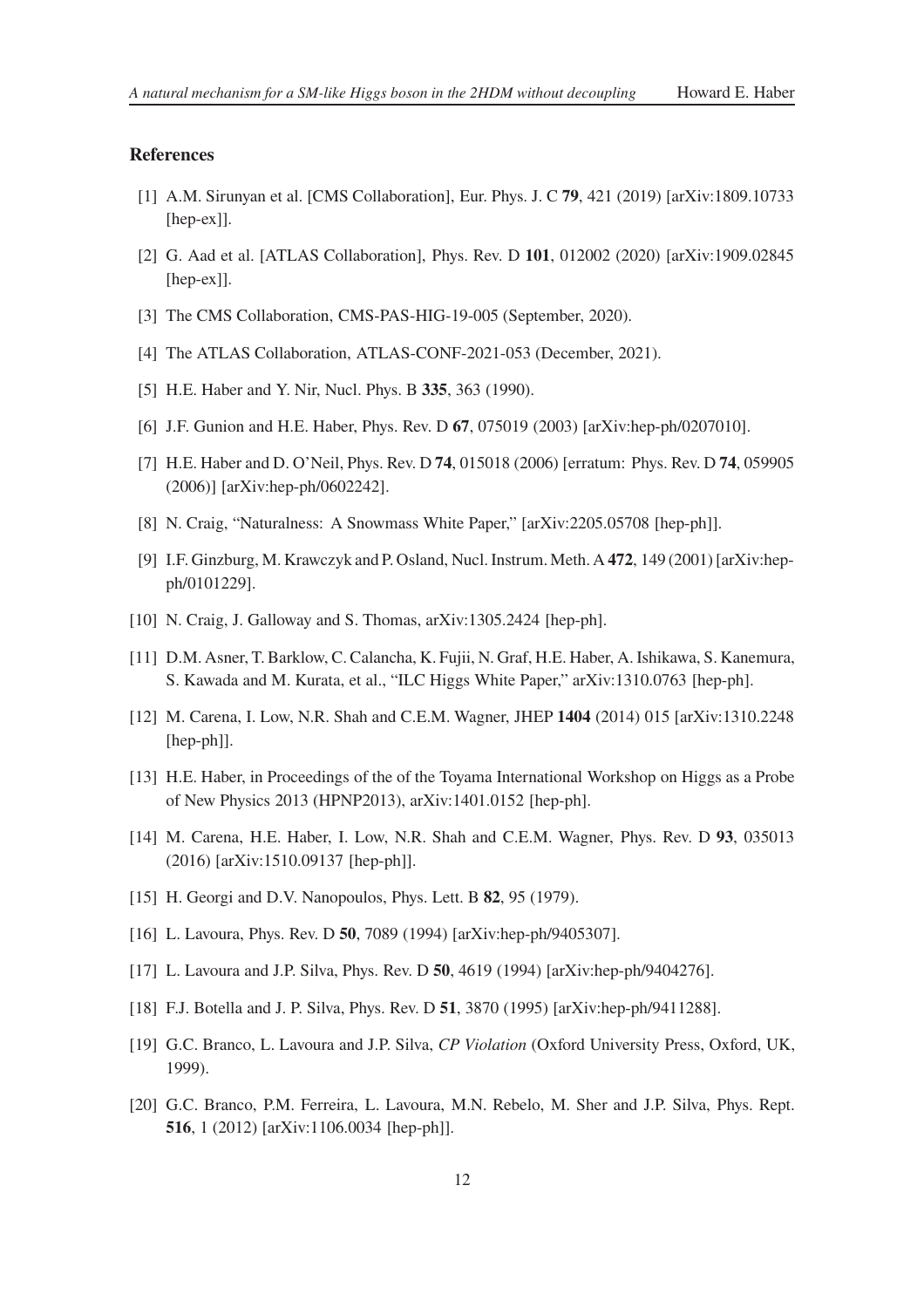## References

[1] A.M. Sirunyan et al. [CMS Collaboration], Eur. Phys. J. C **79**, 421 (2019) [arXiv:1809.10733 [hep-ex]].

[2] G. Aad et al. [ATLAS Collaboration], Phys. Rev. D **101**, 012002 (2020) [arXiv:1909.02845 [hep-ex]].

[3] The CMS Collaboration, CMS-PAS-HIG-19-005 (September, 2020).

[4] The ATLAS Collaboration, ATLAS-CONF-2021-053 (December, 2021).

[5] H.E. Haber and Y. Nir, Nucl. Phys. B **335**, 363 (1990).

[6] J.F. Gunion and H.E. Haber, Phys. Rev. D **67**, 075019 (2003) [arXiv:hep-ph/0207010].

[7] H.E. Haber and D. O'Neil, Phys. Rev. D **74**, 015018 (2006) [erratum: Phys. Rev. D **74**, 059905 (2006)] [arXiv:hep-ph/0602242].

[8] N. Craig, "Naturalness: A Snowmass White Paper," [arXiv:2205.05708 [hep-ph]].

[9] I.F. Ginzburg, M. Krawczyk and P. Osland, Nucl. Instrum. Meth. A **472**, 149 (2001) [arXiv:hep-ph/0101229].

[10] N. Craig, J. Galloway and S. Thomas, arXiv:1305.2424 [hep-ph].

[11] D.M. Asner, T. Barklow, C. Calancha, K. Fujii, N. Graf, H.E. Haber, A. Ishikawa, S. Kanemura, S. Kawada and M. Kurata, et al., "ILC Higgs White Paper," arXiv:1310.0763 [hep-ph].

[12] M. Carena, I. Low, N.R. Shah and C.E.M. Wagner, JHEP **1404** (2014) 015 [arXiv:1310.2248 [hep-ph]].

[13] H.E. Haber, in Proceedings of the of the Toyama International Workshop on Higgs as a Probe of New Physics 2013 (HPNP2013), arXiv:1401.0152 [hep-ph].

[14] M. Carena, H.E. Haber, I. Low, N.R. Shah and C.E.M. Wagner, Phys. Rev. D **93**, 035013 (2016) [arXiv:1510.09137 [hep-ph]].

[15] H. Georgi and D.V. Nanopoulos, Phys. Lett. B **82**, 95 (1979).

[16] L. Lavoura, Phys. Rev. D **50**, 7089 (1994) [arXiv:hep-ph/9405307].

[17] L. Lavoura and J.P. Silva, Phys. Rev. D **50**, 4619 (1994) [arXiv:hep-ph/9404276].

[18] F.J. Botella and J. P. Silva, Phys. Rev. D **51**, 3870 (1995) [arXiv:hep-ph/9411288].

[19] G.C. Branco, L. Lavoura and J.P. Silva, *CP Violation* (Oxford University Press, Oxford, UK, 1999).

[20] G.C. Branco, P.M. Ferreira, L. Lavoura, M.N. Rebelo, M. Sher and J.P. Silva, Phys. Rept. **516**, 1 (2012) [arXiv:1106.0034 [hep-ph]].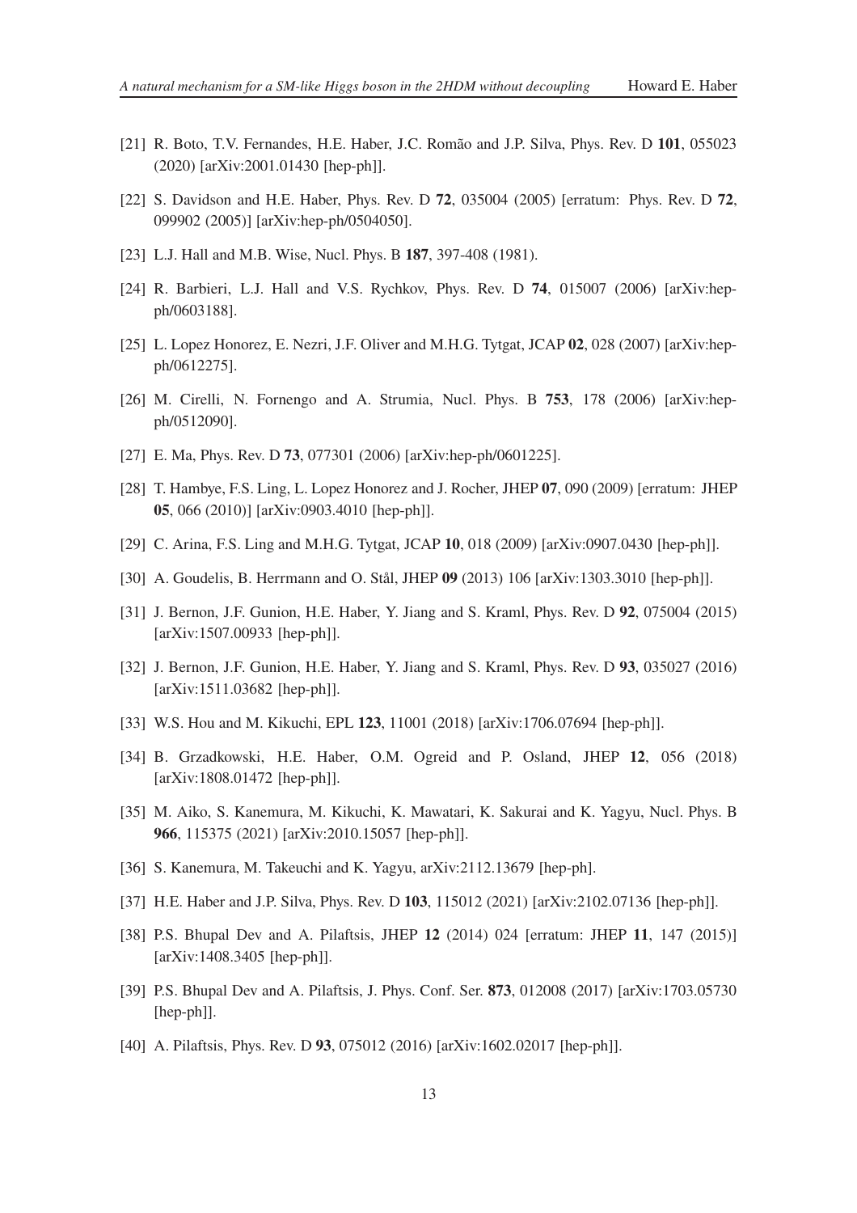[21] R. Boto, T.V. Fernandes, H.E. Haber, J.C. Romão and J.P. Silva, Phys. Rev. D **101**, 055023 (2020) [arXiv:2001.01430 [hep-ph]].

[22] S. Davidson and H.E. Haber, Phys. Rev. D **72**, 035004 (2005) [erratum: Phys. Rev. D **72**, 099902 (2005)] [arXiv:hep-ph/0504050].

[23] L.J. Hall and M.B. Wise, Nucl. Phys. B **187**, 397-408 (1981).

[24] R. Barbieri, L.J. Hall and V.S. Rychkov, Phys. Rev. D **74**, 015007 (2006) [arXiv:hep-ph/0603188].

[25] L. Lopez Honorez, E. Nezri, J.F. Oliver and M.H.G. Tytgat, JCAP **02**, 028 (2007) [arXiv:hep-ph/0612275].

[26] M. Cirelli, N. Fornengo and A. Strumia, Nucl. Phys. B **753**, 178 (2006) [arXiv:hep-ph/0512090].

[27] E. Ma, Phys. Rev. D **73**, 077301 (2006) [arXiv:hep-ph/0601225].

[28] T. Hambye, F.S. Ling, L. Lopez Honorez and J. Rocher, JHEP **07**, 090 (2009) [erratum: JHEP **05**, 066 (2010)] [arXiv:0903.4010 [hep-ph]].

[29] C. Arina, F.S. Ling and M.H.G. Tytgat, JCAP **10**, 018 (2009) [arXiv:0907.0430 [hep-ph]].

[30] A. Goudelis, B. Herrmann and O. Stål, JHEP **09** (2013) 106 [arXiv:1303.3010 [hep-ph]].

[31] J. Bernon, J.F. Gunion, H.E. Haber, Y. Jiang and S. Kraml, Phys. Rev. D **92**, 075004 (2015) [arXiv:1507.00933 [hep-ph]].

[32] J. Bernon, J.F. Gunion, H.E. Haber, Y. Jiang and S. Kraml, Phys. Rev. D **93**, 035027 (2016) [arXiv:1511.03682 [hep-ph]].

[33] W.S. Hou and M. Kikuchi, EPL **123**, 11001 (2018) [arXiv:1706.07694 [hep-ph]].

[34] B. Grzadkowski, H.E. Haber, O.M. Ogreid and P. Osland, JHEP **12**, 056 (2018) [arXiv:1808.01472 [hep-ph]].

[35] M. Aiko, S. Kanemura, M. Kikuchi, K. Mawatari, K. Sakurai and K. Yagyu, Nucl. Phys. B **966**, 115375 (2021) [arXiv:2010.15057 [hep-ph]].

[36] S. Kanemura, M. Takeuchi and K. Yagyu, arXiv:2112.13679 [hep-ph].

[37] H.E. Haber and J.P. Silva, Phys. Rev. D **103**, 115012 (2021) [arXiv:2102.07136 [hep-ph]].

[38] P.S. Bhupal Dev and A. Pilaftsis, JHEP **12** (2014) 024 [erratum: JHEP **11**, 147 (2015)] [arXiv:1408.3405 [hep-ph]].

[39] P.S. Bhupal Dev and A. Pilaftsis, J. Phys. Conf. Ser. **873**, 012008 (2017) [arXiv:1703.05730 [hep-ph]].

[40] A. Pilaftsis, Phys. Rev. D **93**, 075012 (2016) [arXiv:1602.02017 [hep-ph]].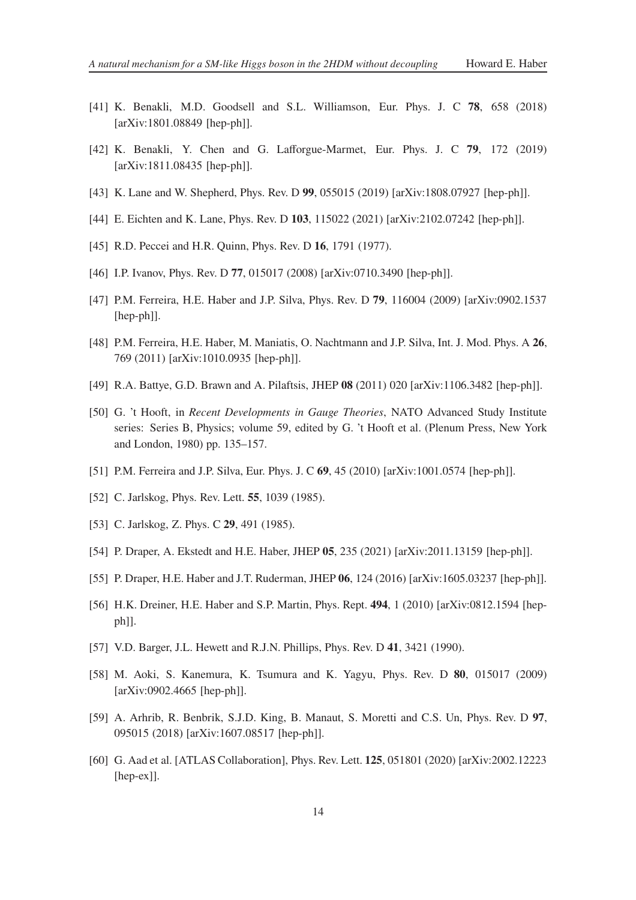[41] K. Benakli, M.D. Goodsell and S.L. Williamson, Eur. Phys. J. C **78**, 658 (2018) [arXiv:1801.08849 [hep-ph]].

[42] K. Benakli, Y. Chen and G. Lafforgue-Marmet, Eur. Phys. J. C **79**, 172 (2019) [arXiv:1811.08435 [hep-ph]].

[43] K. Lane and W. Shepherd, Phys. Rev. D **99**, 055015 (2019) [arXiv:1808.07927 [hep-ph]].

[44] E. Eichten and K. Lane, Phys. Rev. D **103**, 115022 (2021) [arXiv:2102.07242 [hep-ph]].

[45] R.D. Peccei and H.R. Quinn, Phys. Rev. D **16**, 1791 (1977).

[46] I.P. Ivanov, Phys. Rev. D **77**, 015017 (2008) [arXiv:0710.3490 [hep-ph]].

[47] P.M. Ferreira, H.E. Haber and J.P. Silva, Phys. Rev. D **79**, 116004 (2009) [arXiv:0902.1537 [hep-ph]].

[48] P.M. Ferreira, H.E. Haber, M. Maniatis, O. Nachtmann and J.P. Silva, Int. J. Mod. Phys. A **26**, 769 (2011) [arXiv:1010.0935 [hep-ph]].

[49] R.A. Battye, G.D. Brawn and A. Pilaftsis, JHEP **08** (2011) 020 [arXiv:1106.3482 [hep-ph]].

[50] G. 't Hooft, in *Recent Developments in Gauge Theories*, NATO Advanced Study Institute series: Series B, Physics; volume 59, edited by G. 't Hooft et al. (Plenum Press, New York and London, 1980) pp. 135–157.

[51] P.M. Ferreira and J.P. Silva, Eur. Phys. J. C **69**, 45 (2010) [arXiv:1001.0574 [hep-ph]].

[52] C. Jarlskog, Phys. Rev. Lett. **55**, 1039 (1985).

[53] C. Jarlskog, Z. Phys. C **29**, 491 (1985).

[54] P. Draper, A. Ekstedt and H.E. Haber, JHEP **05**, 235 (2021) [arXiv:2011.13159 [hep-ph]].

[55] P. Draper, H.E. Haber and J.T. Ruderman, JHEP **06**, 124 (2016) [arXiv:1605.03237 [hep-ph]].

[56] H.K. Dreiner, H.E. Haber and S.P. Martin, Phys. Rept. **494**, 1 (2010) [arXiv:0812.1594 [hep-ph]].

[57] V.D. Barger, J.L. Hewett and R.J.N. Phillips, Phys. Rev. D **41**, 3421 (1990).

[58] M. Aoki, S. Kanemura, K. Tsumura and K. Yagyu, Phys. Rev. D **80**, 015017 (2009) [arXiv:0902.4665 [hep-ph]].

[59] A. Arhrib, R. Benbrik, S.J.D. King, B. Manaut, S. Moretti and C.S. Un, Phys. Rev. D **97**, 095015 (2018) [arXiv:1607.08517 [hep-ph]].

[60] G. Aad et al. [ATLAS Collaboration], Phys. Rev. Lett. **125**, 051801 (2020) [arXiv:2002.12223 [hep-ex]].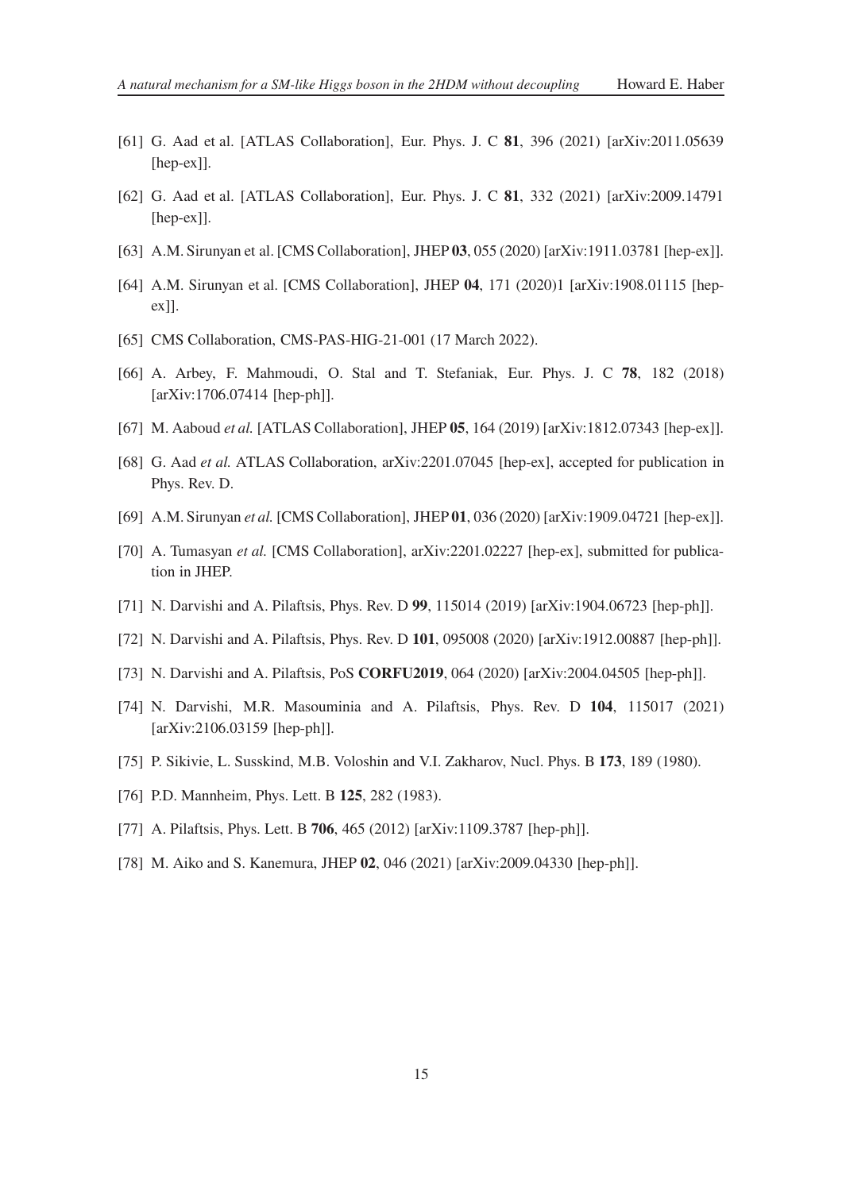[61] G. Aad et al. [ATLAS Collaboration], Eur. Phys. J. C **81**, 396 (2021) [arXiv:2011.05639 [hep-ex]].

[62] G. Aad et al. [ATLAS Collaboration], Eur. Phys. J. C **81**, 332 (2021) [arXiv:2009.14791 [hep-ex]].

[63] A.M. Sirunyan et al. [CMS Collaboration], JHEP **03**, 055 (2020) [arXiv:1911.03781 [hep-ex]].

[64] A.M. Sirunyan et al. [CMS Collaboration], JHEP **04**, 171 (2020)1 [arXiv:1908.01115 [hep-ex]].

[65] CMS Collaboration, CMS-PAS-HIG-21-001 (17 March 2022).

[66] A. Arbey, F. Mahmoudi, O. Stal and T. Stefaniak, Eur. Phys. J. C **78**, 182 (2018) [arXiv:1706.07414 [hep-ph]].

[67] M. Aaboud *et al.* [ATLAS Collaboration], JHEP **05**, 164 (2019) [arXiv:1812.07343 [hep-ex]].

[68] G. Aad *et al.* ATLAS Collaboration, arXiv:2201.07045 [hep-ex], accepted for publication in Phys. Rev. D.

[69] A.M. Sirunyan *et al.* [CMS Collaboration], JHEP **01**, 036 (2020) [arXiv:1909.04721 [hep-ex]].

[70] A. Tumasyan *et al.* [CMS Collaboration], arXiv:2201.02227 [hep-ex], submitted for publication in JHEP.

[71] N. Darvishi and A. Pilaftsis, Phys. Rev. D **99**, 115014 (2019) [arXiv:1904.06723 [hep-ph]].

[72] N. Darvishi and A. Pilaftsis, Phys. Rev. D **101**, 095008 (2020) [arXiv:1912.00887 [hep-ph]].

[73] N. Darvishi and A. Pilaftsis, PoS **CORFU2019**, 064 (2020) [arXiv:2004.04505 [hep-ph]].

[74] N. Darvishi, M.R. Masouminia and A. Pilaftsis, Phys. Rev. D **104**, 115017 (2021) [arXiv:2106.03159 [hep-ph]].

[75] P. Sikivie, L. Susskind, M.B. Voloshin and V.I. Zakharov, Nucl. Phys. B **173**, 189 (1980).

[76] P.D. Mannheim, Phys. Lett. B **125**, 282 (1983).

[77] A. Pilaftsis, Phys. Lett. B **706**, 465 (2012) [arXiv:1109.3787 [hep-ph]].

[78] M. Aiko and S. Kanemura, JHEP **02**, 046 (2021) [arXiv:2009.04330 [hep-ph]].